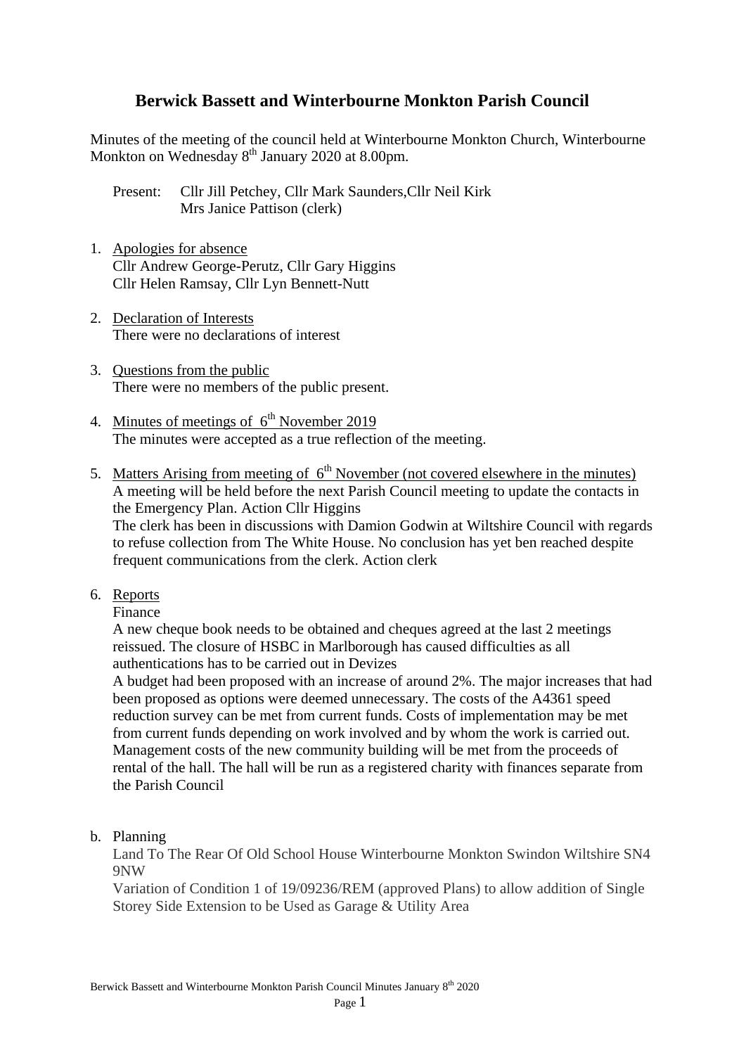# Berwick Bassett and Winterbourne Monkton Parish Council

Minutes of the meeting of the council held at Winterbourne Monkton Church, Winterbourne Monkton on Wednesday 8th January 2020 at 8.00pm.

Present: Cllr Jill Petchey, Cllr Mark Saunders,Cllr Neil Kirk
Mrs Janice Pattison (clerk)

1. Apologies for absence
   Cllr Andrew George-Perutz, Cllr Gary Higgins
   Cllr Helen Ramsay, Cllr Lyn Bennett-Nutt

2. Declaration of Interests
   There were no declarations of interest

3. Questions from the public
   There were no members of the public present.

4. Minutes of meetings of 6th November 2019
   The minutes were accepted as a true reflection of the meeting.

5. Matters Arising from meeting of 6th November (not covered elsewhere in the minutes)
   A meeting will be held before the next Parish Council meeting to update the contacts in the Emergency Plan. Action Cllr Higgins
   The clerk has been in discussions with Damion Godwin at Wiltshire Council with regards to refuse collection from The White House. No conclusion has yet ben reached despite frequent communications from the clerk. Action clerk

6. Reports
   Finance
   A new cheque book needs to be obtained and cheques agreed at the last 2 meetings reissued. The closure of HSBC in Marlborough has caused difficulties as all authentications has to be carried out in Devizes
   A budget had been proposed with an increase of around 2%. The major increases that had been proposed as options were deemed unnecessary. The costs of the A4361 speed reduction survey can be met from current funds. Costs of implementation may be met from current funds depending on work involved and by whom the work is carried out. Management costs of the new community building will be met from the proceeds of rental of the hall. The hall will be run as a registered charity with finances separate from the Parish Council

b. Planning
   Land To The Rear Of Old School House Winterbourne Monkton Swindon Wiltshire SN4 9NW
   Variation of Condition 1 of 19/09236/REM (approved Plans) to allow addition of Single Storey Side Extension to be Used as Garage & Utility Area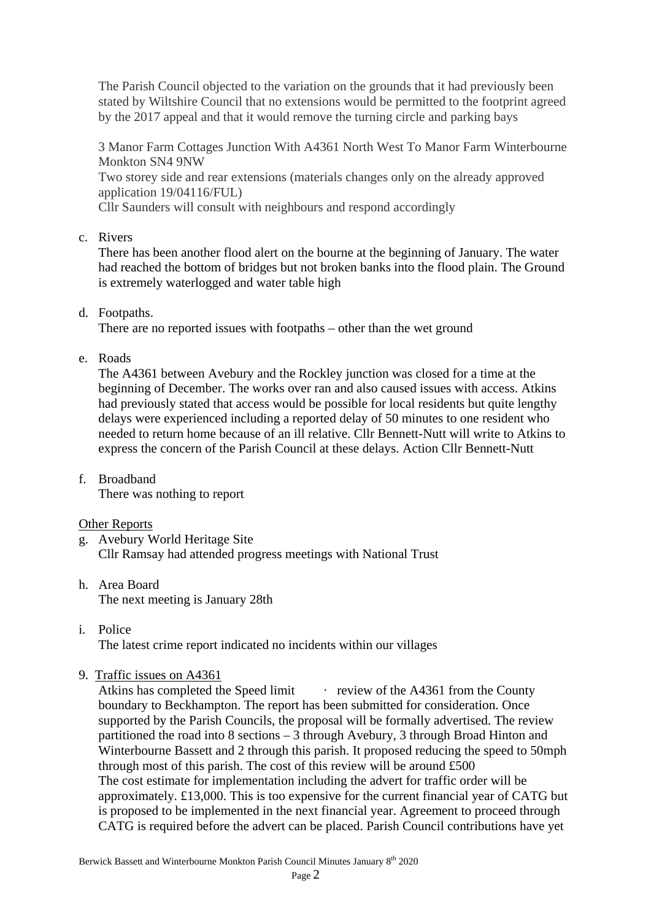The Parish Council objected to the variation on the grounds that it had previously been stated by Wiltshire Council that no extensions would be permitted to the footprint agreed by the 2017 appeal and that it would remove the turning circle and parking bays

3 Manor Farm Cottages Junction With A4361 North West To Manor Farm Winterbourne Monkton SN4 9NW
Two storey side and rear extensions (materials changes only on the already approved application 19/04116/FUL)
Cllr Saunders will consult with neighbours and respond accordingly

c. Rivers
There has been another flood alert on the bourne at the beginning of January. The water had reached the bottom of bridges but not broken banks into the flood plain. The Ground is extremely waterlogged and water table high

d. Footpaths.
There are no reported issues with footpaths – other than the wet ground

e. Roads
The A4361 between Avebury and the Rockley junction was closed for a time at the beginning of December. The works over ran and also caused issues with access. Atkins had previously stated that access would be possible for local residents but quite lengthy delays were experienced including a reported delay of 50 minutes to one resident who needed to return home because of an ill relative. Cllr Bennett-Nutt will write to Atkins to express the concern of the Parish Council at these delays. Action Cllr Bennett-Nutt

f. Broadband
There was nothing to report

Other Reports

g. Avebury World Heritage Site
Cllr Ramsay had attended progress meetings with National Trust

h. Area Board
The next meeting is January 28th

i. Police
The latest crime report indicated no incidents within our villages

9. Traffic issues on A4361
Atkins has completed the Speed limit · review of the A4361 from the County boundary to Beckhampton. The report has been submitted for consideration. Once supported by the Parish Councils, the proposal will be formally advertised. The review partitioned the road into 8 sections – 3 through Avebury, 3 through Broad Hinton and Winterbourne Bassett and 2 through this parish. It proposed reducing the speed to 50mph through most of this parish. The cost of this review will be around £500
The cost estimate for implementation including the advert for traffic order will be approximately. £13,000. This is too expensive for the current financial year of CATG but is proposed to be implemented in the next financial year. Agreement to proceed through CATG is required before the advert can be placed. Parish Council contributions have yet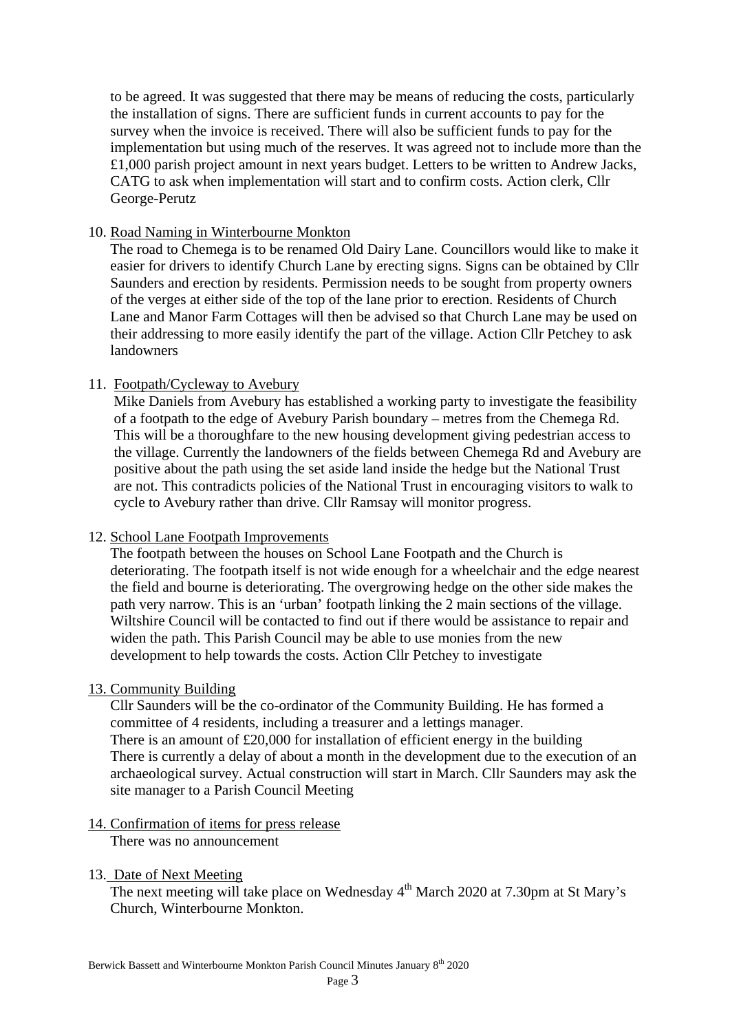to be agreed. It was suggested that there may be means of reducing the costs, particularly the installation of signs. There are sufficient funds in current accounts to pay for the survey when the invoice is received. There will also be sufficient funds to pay for the implementation but using much of the reserves. It was agreed not to include more than the £1,000 parish project amount in next years budget. Letters to be written to Andrew Jacks, CATG to ask when implementation will start and to confirm costs. Action clerk, Cllr George-Perutz

10. Road Naming in Winterbourne Monkton

    The road to Chemega is to be renamed Old Dairy Lane. Councillors would like to make it easier for drivers to identify Church Lane by erecting signs. Signs can be obtained by Cllr Saunders and erection by residents. Permission needs to be sought from property owners of the verges at either side of the top of the lane prior to erection. Residents of Church Lane and Manor Farm Cottages will then be advised so that Church Lane may be used on their addressing to more easily identify the part of the village. Action Cllr Petchey to ask landowners

11. Footpath/Cycleway to Avebury

    Mike Daniels from Avebury has established a working party to investigate the feasibility of a footpath to the edge of Avebury Parish boundary – metres from the Chemega Rd. This will be a thoroughfare to the new housing development giving pedestrian access to the village. Currently the landowners of the fields between Chemega Rd and Avebury are positive about the path using the set aside land inside the hedge but the National Trust are not. This contradicts policies of the National Trust in encouraging visitors to walk to cycle to Avebury rather than drive. Cllr Ramsay will monitor progress.

12. School Lane Footpath Improvements

    The footpath between the houses on School Lane Footpath and the Church is deteriorating. The footpath itself is not wide enough for a wheelchair and the edge nearest the field and bourne is deteriorating. The overgrowing hedge on the other side makes the path very narrow. This is an 'urban' footpath linking the 2 main sections of the village. Wiltshire Council will be contacted to find out if there would be assistance to repair and widen the path. This Parish Council may be able to use monies from the new development to help towards the costs. Action Cllr Petchey to investigate

13. Community Building

    Cllr Saunders will be the co-ordinator of the Community Building. He has formed a committee of 4 residents, including a treasurer and a lettings manager.
    There is an amount of £20,000 for installation of efficient energy in the building
    There is currently a delay of about a month in the development due to the execution of an archaeological survey. Actual construction will start in March. Cllr Saunders may ask the site manager to a Parish Council Meeting

14. Confirmation of items for press release

    There was no announcement

13. Date of Next Meeting

    The next meeting will take place on Wednesday 4th March 2020 at 7.30pm at St Mary's Church, Winterbourne Monkton.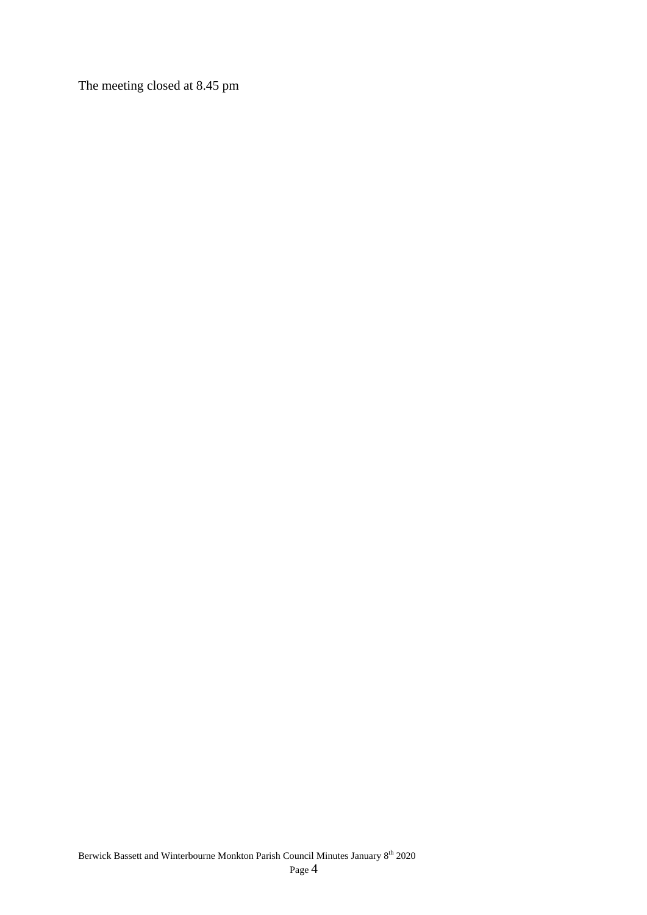The meeting closed at 8.45 pm